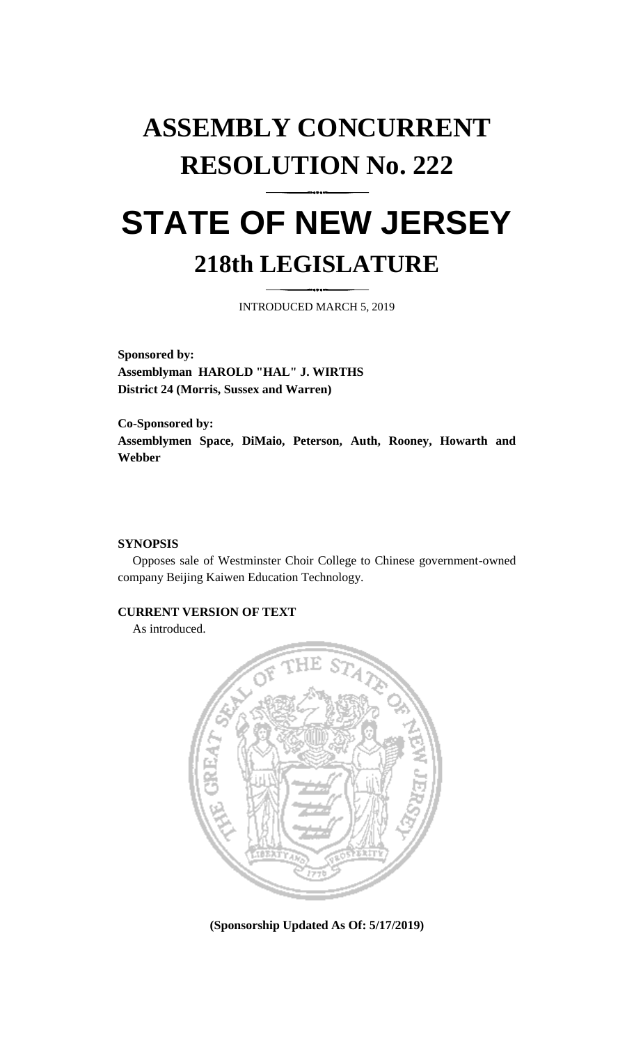# ASSEMBLY CONCURRENT RESOLUTION No. 222

# STATE OF NEW JERSEY

## 218th LEGISLATURE

INTRODUCED MARCH 5, 2019

**Sponsored by:**
**Assemblyman HAROLD "HAL" J. WIRTHS**
**District 24 (Morris, Sussex and Warren)**

**Co-Sponsored by:**
**Assemblymen Space, DiMaio, Peterson, Auth, Rooney, Howarth and Webber**

**SYNOPSIS**

Opposes sale of Westminster Choir College to Chinese government-owned company Beijing Kaiwen Education Technology.

**CURRENT VERSION OF TEXT**

As introduced.

**(Sponsorship Updated As Of: 5/17/2019)**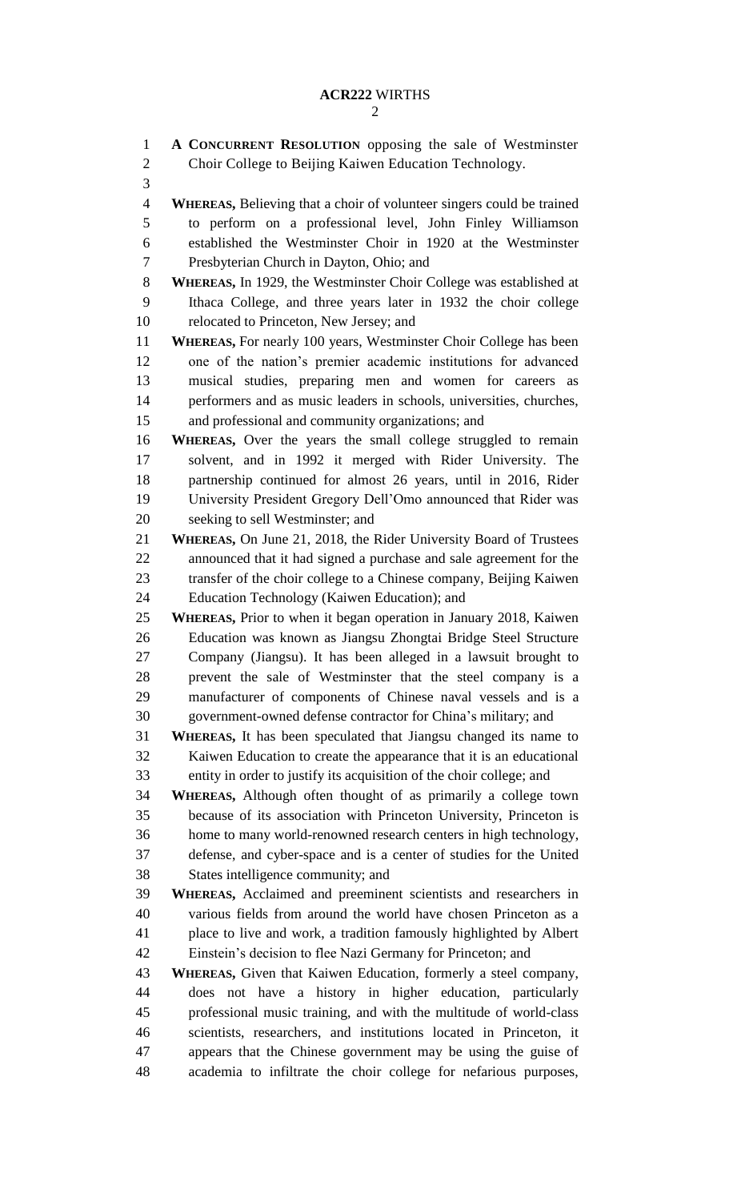**A CONCURRENT RESOLUTION** opposing the sale of Westminster Choir College to Beijing Kaiwen Education Technology.

**WHEREAS,** Believing that a choir of volunteer singers could be trained to perform on a professional level, John Finley Williamson established the Westminster Choir in 1920 at the Westminster Presbyterian Church in Dayton, Ohio; and

**WHEREAS,** In 1929, the Westminster Choir College was established at Ithaca College, and three years later in 1932 the choir college relocated to Princeton, New Jersey; and

**WHEREAS,** For nearly 100 years, Westminster Choir College has been one of the nation's premier academic institutions for advanced musical studies, preparing men and women for careers as performers and as music leaders in schools, universities, churches, and professional and community organizations; and

**WHEREAS,** Over the years the small college struggled to remain solvent, and in 1992 it merged with Rider University. The partnership continued for almost 26 years, until in 2016, Rider University President Gregory Dell'Omo announced that Rider was seeking to sell Westminster; and

**WHEREAS,** On June 21, 2018, the Rider University Board of Trustees announced that it had signed a purchase and sale agreement for the transfer of the choir college to a Chinese company, Beijing Kaiwen Education Technology (Kaiwen Education); and

**WHEREAS,** Prior to when it began operation in January 2018, Kaiwen Education was known as Jiangsu Zhongtai Bridge Steel Structure Company (Jiangsu). It has been alleged in a lawsuit brought to prevent the sale of Westminster that the steel company is a manufacturer of components of Chinese naval vessels and is a government-owned defense contractor for China's military; and

**WHEREAS,** It has been speculated that Jiangsu changed its name to Kaiwen Education to create the appearance that it is an educational entity in order to justify its acquisition of the choir college; and

**WHEREAS,** Although often thought of as primarily a college town because of its association with Princeton University, Princeton is home to many world-renowned research centers in high technology, defense, and cyber-space and is a center of studies for the United States intelligence community; and

**WHEREAS,** Acclaimed and preeminent scientists and researchers in various fields from around the world have chosen Princeton as a place to live and work, a tradition famously highlighted by Albert Einstein's decision to flee Nazi Germany for Princeton; and

**WHEREAS,** Given that Kaiwen Education, formerly a steel company, does not have a history in higher education, particularly professional music training, and with the multitude of world-class scientists, researchers, and institutions located in Princeton, it appears that the Chinese government may be using the guise of academia to infiltrate the choir college for nefarious purposes,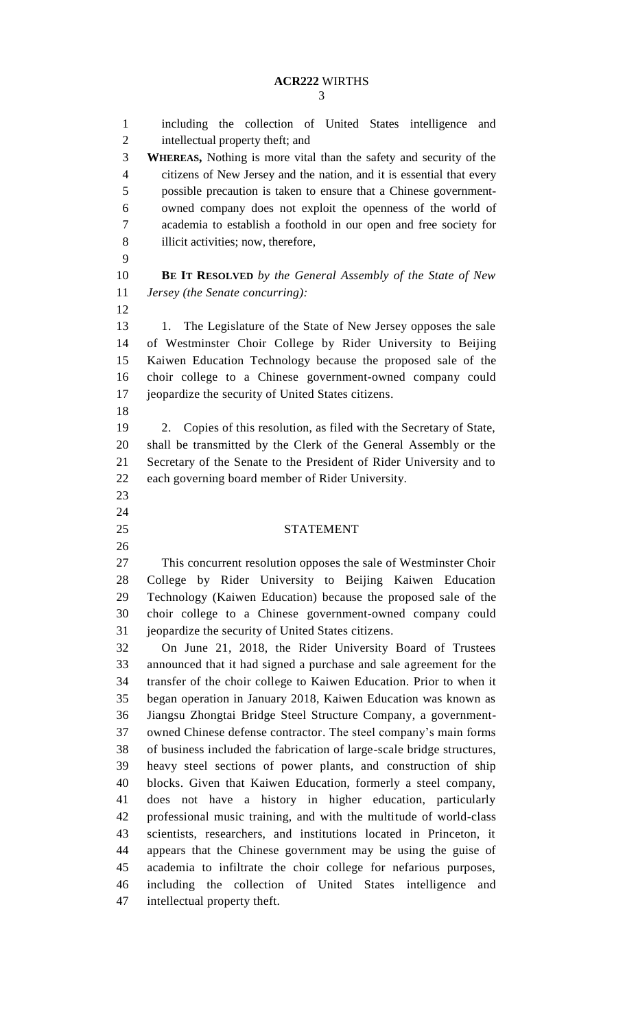including the collection of United States intelligence and intellectual property theft; and

**WHEREAS,** Nothing is more vital than the safety and security of the citizens of New Jersey and the nation, and it is essential that every possible precaution is taken to ensure that a Chinese government-owned company does not exploit the openness of the world of academia to establish a foothold in our open and free society for illicit activities; now, therefore,

**BE IT RESOLVED** *by the General Assembly of the State of New Jersey (the Senate concurring):*

1. The Legislature of the State of New Jersey opposes the sale of Westminster Choir College by Rider University to Beijing Kaiwen Education Technology because the proposed sale of the choir college to a Chinese government-owned company could jeopardize the security of United States citizens.

2. Copies of this resolution, as filed with the Secretary of State, shall be transmitted by the Clerk of the General Assembly or the Secretary of the Senate to the President of Rider University and to each governing board member of Rider University.

## STATEMENT

This concurrent resolution opposes the sale of Westminster Choir College by Rider University to Beijing Kaiwen Education Technology (Kaiwen Education) because the proposed sale of the choir college to a Chinese government-owned company could jeopardize the security of United States citizens.

On June 21, 2018, the Rider University Board of Trustees announced that it had signed a purchase and sale agreement for the transfer of the choir college to Kaiwen Education. Prior to when it began operation in January 2018, Kaiwen Education was known as Jiangsu Zhongtai Bridge Steel Structure Company, a government-owned Chinese defense contractor. The steel company's main forms of business included the fabrication of large-scale bridge structures, heavy steel sections of power plants, and construction of ship blocks. Given that Kaiwen Education, formerly a steel company, does not have a history in higher education, particularly professional music training, and with the multitude of world-class scientists, researchers, and institutions located in Princeton, it appears that the Chinese government may be using the guise of academia to infiltrate the choir college for nefarious purposes, including the collection of United States intelligence and intellectual property theft.